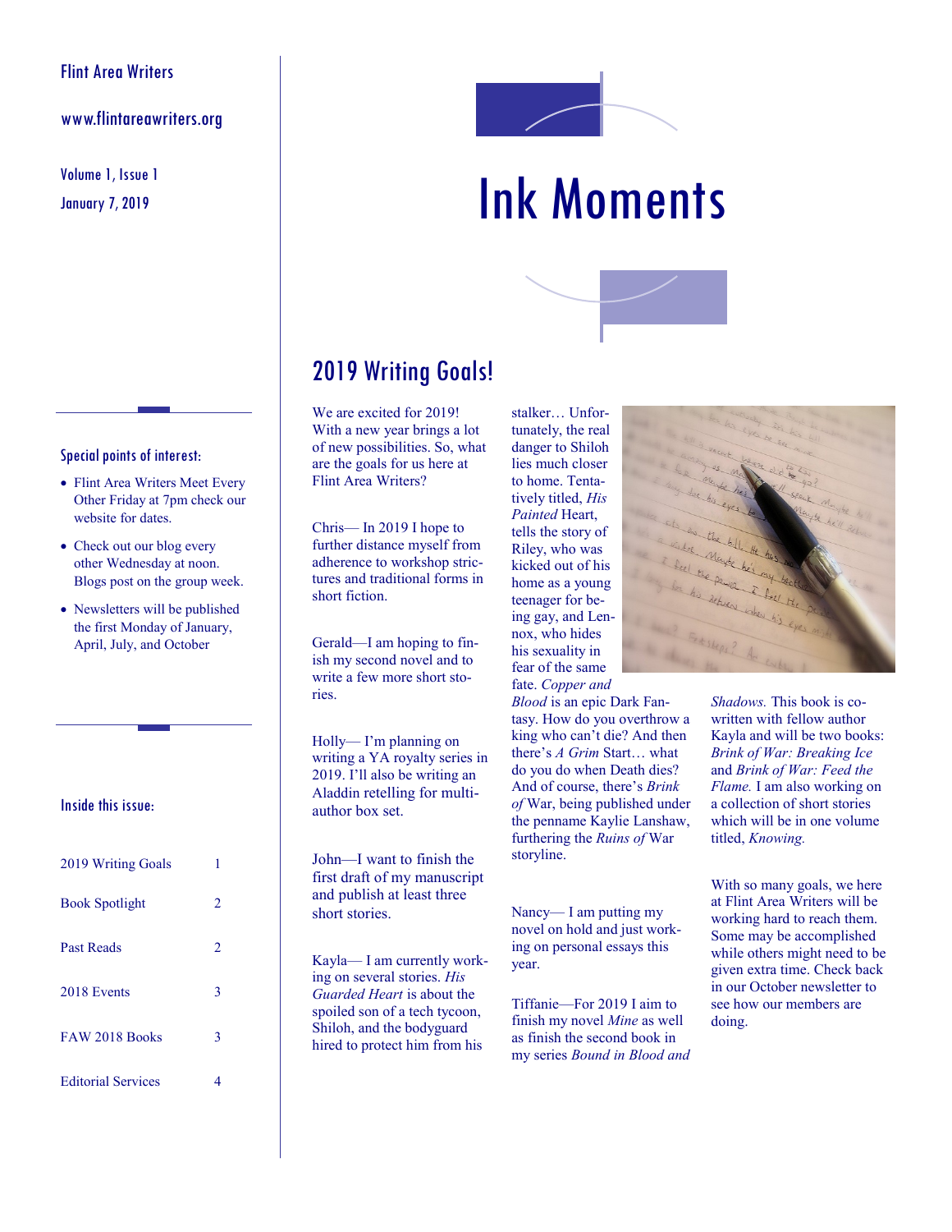Flint Area Writers

www.flintareawriters.org

Volume 1, Issue 1

January 7, 2019

# Ink Moments

### Special points of interest:

- Flint Area Writers Meet Every Other Friday at 7pm check our website for dates.
- Check out our blog every other Wednesday at noon. Blogs post on the group week.
- Newsletters will be published the first Monday of January, April, July, and October

### Inside this issue:

| | |
|---|---|
| 2019 Writing Goals | 1 |
| Book Spotlight | 2 |
| Past Reads | 2 |
| 2018 Events | 3 |
| FAW 2018 Books | 3 |
| Editorial Services | 4 |

## 2019 Writing Goals!

We are excited for 2019! With a new year brings a lot of new possibilities. So, what are the goals for us here at Flint Area Writers?

Chris— In 2019 I hope to further distance myself from adherence to workshop strictures and traditional forms in short fiction.

Gerald—I am hoping to finish my second novel and to write a few more short stories.

Holly— I'm planning on writing a YA royalty series in 2019. I'll also be writing an Aladdin retelling for multi-author box set.

John—I want to finish the first draft of my manuscript and publish at least three short stories.

Kayla— I am currently working on several stories. *His Guarded Heart* is about the spoiled son of a tech tycoon, Shiloh, and the bodyguard hired to protect him from his stalker… Unfortunately, the real danger to Shiloh lies much closer to home. Tentatively titled, *His Painted* Heart, tells the story of Riley, who was kicked out of his home as a young teenager for being gay, and Lennox, who hides his sexuality in fear of the same fate. *Copper and Blood* is an epic Dark Fantasy. How do you overthrow a king who can't die? And then there's *A Grim* Start… what do you do when Death dies? And of course, there's *Brink of* War, being published under the penname Kaylie Lanshaw, furthering the *Ruins of* War storyline.

Nancy— I am putting my novel on hold and just working on personal essays this year.

Tiffanie—For 2019 I aim to finish my novel *Mine* as well as finish the second book in my series *Bound in Blood and Shadows.* This book is co-written with fellow author Kayla and will be two books: *Brink of War: Breaking Ice* and *Brink of War: Feed the Flame.* I am also working on a collection of short stories which will be in one volume titled, *Knowing.*

With so many goals, we here at Flint Area Writers will be working hard to reach them. Some may be accomplished while others might need to be given extra time. Check back in our October newsletter to see how our members are doing.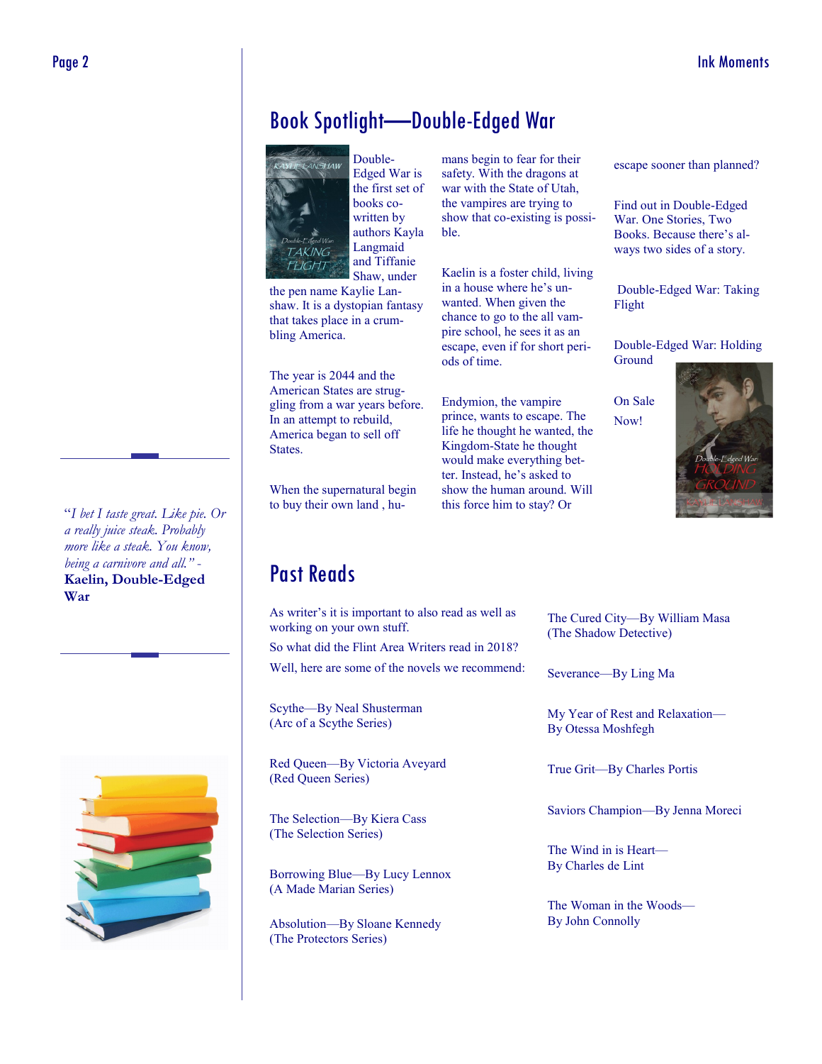## Book Spotlight—Double-Edged War

Double-Edged War is the first set of books co-written by authors Kayla Langmaid and Tiffanie Shaw, under the pen name Kaylie Lanshaw. It is a dystopian fantasy that takes place in a crumbling America.

The year is 2044 and the American States are struggling from a war years before. In an attempt to rebuild, America began to sell off States.

When the supernatural begin to buy their own land , humans begin to fear for their safety. With the dragons at war with the State of Utah, the vampires are trying to show that co-existing is possible.

Kaelin is a foster child, living in a house where he's unwanted. When given the chance to go to the all vampire school, he sees it as an escape, even if for short periods of time.

Endymion, the vampire prince, wants to escape. The life he thought he wanted, the Kingdom-State he thought would make everything better. Instead, he's asked to show the human around. Will this force him to stay? Or escape sooner than planned?

Find out in Double-Edged War. One Stories, Two Books. Because there's always two sides of a story.

Double-Edged War: Taking Flight

Double-Edged War: Holding Ground

On Sale

Now!

*"I bet I taste great. Like pie. Or a really juice steak. Probably more like a steak. You know, being a carnivore and all."* - **Kaelin, Double-Edged War**

## Past Reads

As writer's it is important to also read as well as working on your own stuff.

So what did the Flint Area Writers read in 2018?

Well, here are some of the novels we recommend:

Scythe—By Neal Shusterman (Arc of a Scythe Series)

Red Queen—By Victoria Aveyard (Red Queen Series)

The Selection—By Kiera Cass (The Selection Series)

Borrowing Blue—By Lucy Lennox (A Made Marian Series)

Absolution—By Sloane Kennedy (The Protectors Series)

The Cured City—By William Masa (The Shadow Detective)

Severance—By Ling Ma

My Year of Rest and Relaxation—By Otessa Moshfegh

True Grit—By Charles Portis

Saviors Champion—By Jenna Moreci

The Wind in is Heart—By Charles de Lint

The Woman in the Woods—By John Connolly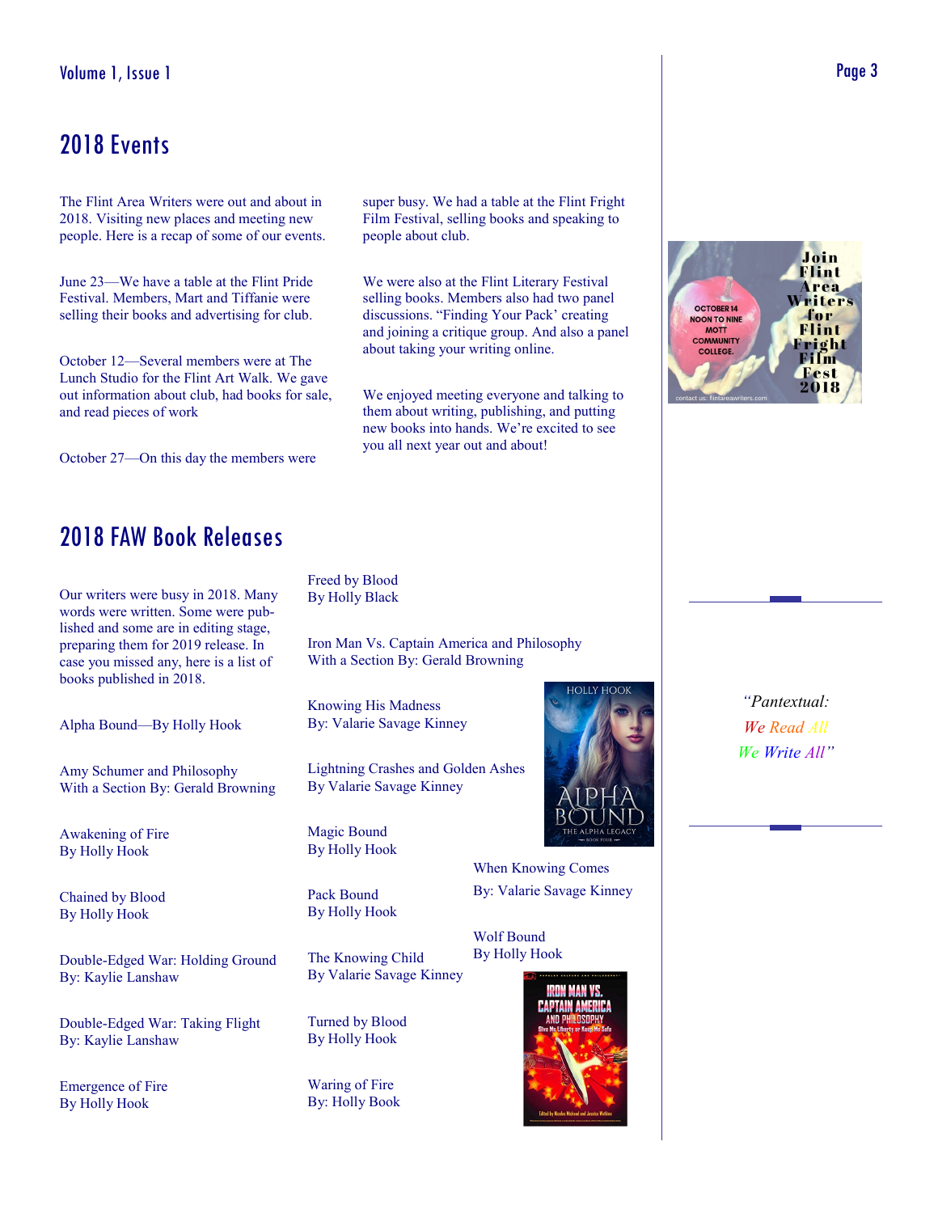## 2018 Events

The Flint Area Writers were out and about in 2018. Visiting new places and meeting new people. Here is a recap of some of our events.

June 23—We have a table at the Flint Pride Festival. Members, Mart and Tiffanie were selling their books and advertising for club.

October 12—Several members were at The Lunch Studio for the Flint Art Walk. We gave out information about club, had books for sale, and read pieces of work

October 27—On this day the members were super busy. We had a table at the Flint Fright Film Festival, selling books and speaking to people about club.

We were also at the Flint Literary Festival selling books. Members also had two panel discussions. "Finding Your Pack' creating and joining a critique group. And also a panel about taking your writing online.

We enjoyed meeting everyone and talking to them about writing, publishing, and putting new books into hands. We're excited to see you all next year out and about!

## 2018 FAW Book Releases

Our writers were busy in 2018. Many words were written. Some were published and some are in editing stage, preparing them for 2019 release. In case you missed any, here is a list of books published in 2018.

Alpha Bound—By Holly Hook

Amy Schumer and Philosophy
With a Section By: Gerald Browning

Awakening of Fire
By Holly Hook

Chained by Blood
By Holly Hook

Double-Edged War: Holding Ground
By: Kaylie Lanshaw

Double-Edged War: Taking Flight
By: Kaylie Lanshaw

Emergence of Fire
By Holly Hook

Freed by Blood
By Holly Black

Iron Man Vs. Captain America and Philosophy
With a Section By: Gerald Browning

Knowing His Madness
By: Valarie Savage Kinney

Lightning Crashes and Golden Ashes
By Valarie Savage Kinney

Magic Bound
By Holly Hook

Pack Bound
By Holly Hook

The Knowing Child
By Valarie Savage Kinney

Turned by Blood
By Holly Hook

Waring of Fire
By: Holly Book

When Knowing Comes
By: Valarie Savage Kinney

Wolf Bound
By Holly Hook

Join Flint Area Writers for Flint Fright Film Fest 2018

OCTOBER 14
NOON TO NINE
MOTT COMMUNITY COLLEGE.

contact us: flintareawriters.com

*"Pantextual:*
*We Read All*
*We Write All"*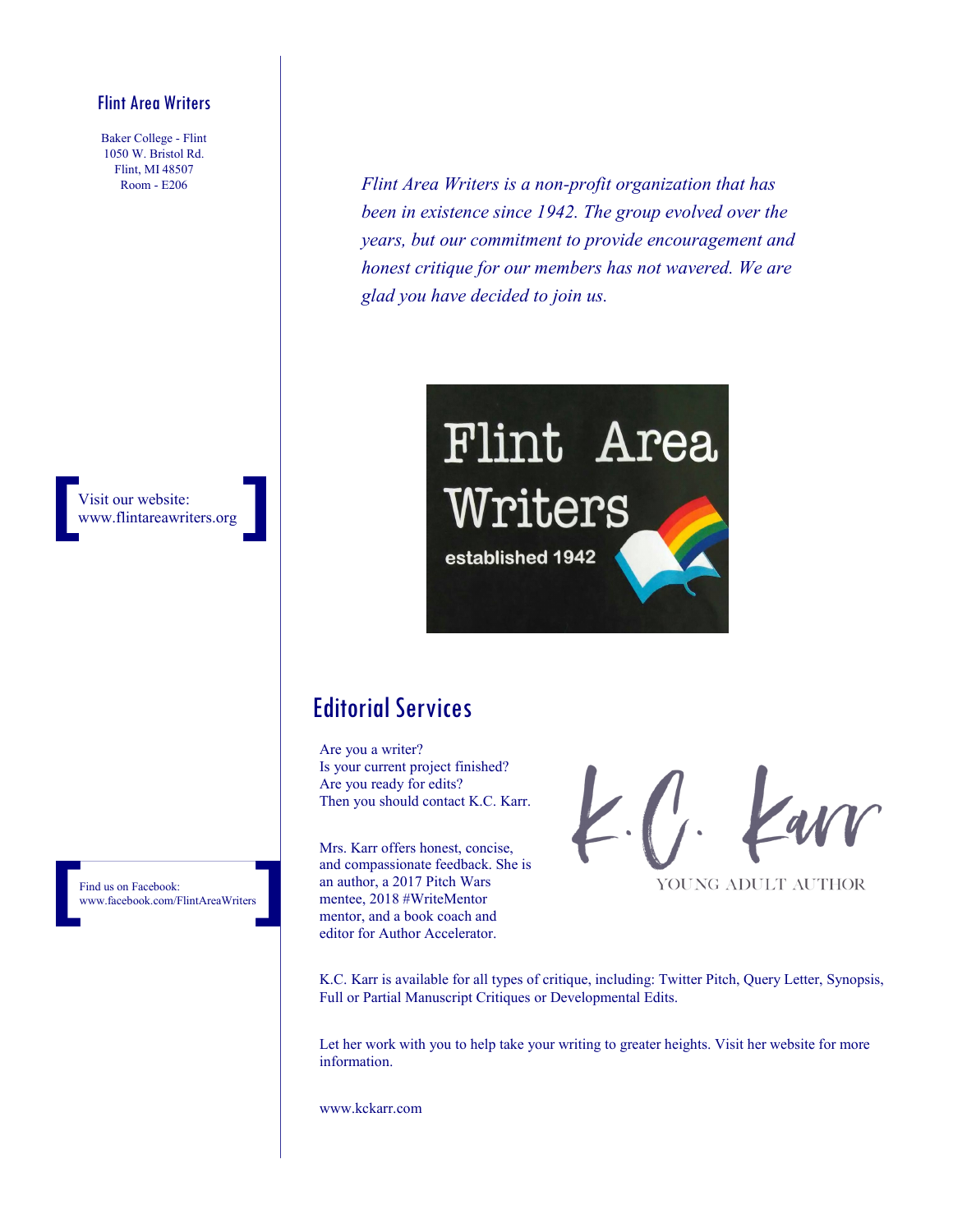## Flint Area Writers

Baker College - Flint
1050 W. Bristol Rd.
Flint, MI 48507
Room - E206

*Flint Area Writers is a non-profit organization that has been in existence since 1942. The group evolved over the years, but our commitment to provide encouragement and honest critique for our members has not wavered. We are glad you have decided to join us.*

Visit our website:
www.flintareawriters.org

Flint Area Writers
established 1942

## Editorial Services

Are you a writer?
Is your current project finished?
Are you ready for edits?
Then you should contact K.C. Karr.

Mrs. Karr offers honest, concise, and compassionate feedback. She is an author, a 2017 Pitch Wars mentee, 2018 #WriteMentor mentor, and a book coach and editor for Author Accelerator.

K.C. Karr
YOUNG ADULT AUTHOR

K.C. Karr is available for all types of critique, including: Twitter Pitch, Query Letter, Synopsis, Full or Partial Manuscript Critiques or Developmental Edits.

Let her work with you to help take your writing to greater heights. Visit her website for more information.

www.kckarr.com

Find us on Facebook:
www.facebook.com/FlintAreaWriters